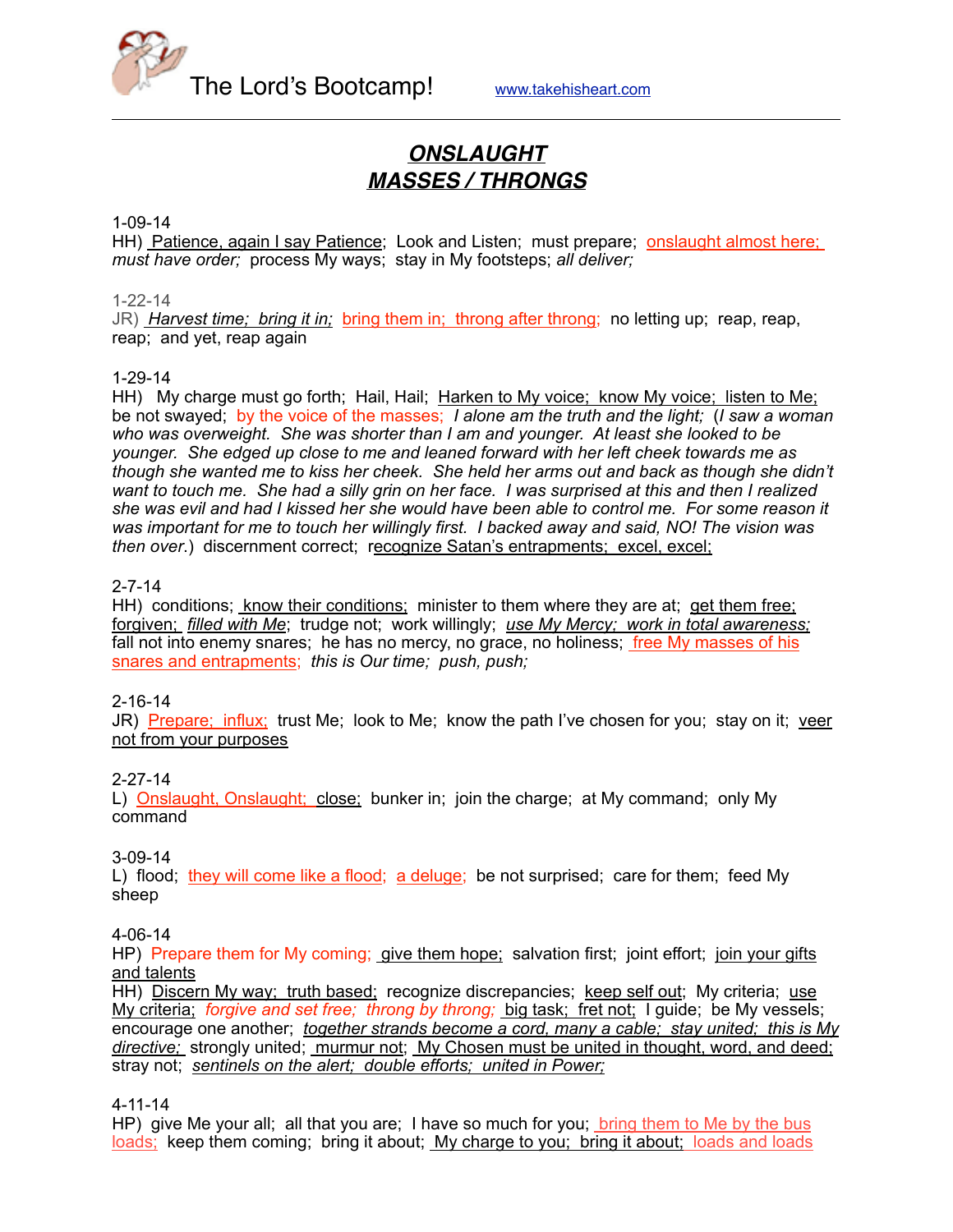The Lord's Bootcamp! www.takehisheart.com

# ***ONSLAUGHT***
# ***MASSES / THRONGS***

1-09-14
HH) Patience, again I say Patience; Look and Listen; must prepare; onslaught almost here; *must have order;* process My ways; stay in My footsteps; *all deliver;*

1-22-14
JR) *Harvest time; bring it in;* bring them in; throng after throng; no letting up; reap, reap, reap; and yet, reap again

1-29-14
HH) My charge must go forth; Hail, Hail; Harken to My voice; know My voice; listen to Me; be not swayed; by the voice of the masses; *I alone am the truth and the light;* (*I saw a woman who was overweight. She was shorter than I am and younger. At least she looked to be younger. She edged up close to me and leaned forward with her left cheek towards me as though she wanted me to kiss her cheek. She held her arms out and back as though she didn't want to touch me. She had a silly grin on her face. I was surprised at this and then I realized she was evil and had I kissed her she would have been able to control me. For some reason it was important for me to touch her willingly first. I backed away and said, NO! The vision was then over.*) discernment correct; recognize Satan's entrapments; excel, excel;

2-7-14
HH) conditions; know their conditions; minister to them where they are at; get them free; forgiven; *filled with Me*; trudge not; work willingly; *use My Mercy; work in total awareness;* fall not into enemy snares; he has no mercy, no grace, no holiness; free My masses of his snares and entrapments; *this is Our time; push, push;*

2-16-14
JR) Prepare; influx; trust Me; look to Me; know the path I've chosen for you; stay on it; veer not from your purposes

2-27-14
L) Onslaught, Onslaught; close; bunker in; join the charge; at My command; only My command

3-09-14
L) flood; they will come like a flood; a deluge; be not surprised; care for them; feed My sheep

4-06-14
HP) Prepare them for My coming; give them hope; salvation first; joint effort; join your gifts and talents
HH) Discern My way; truth based; recognize discrepancies; keep self out; My criteria; use My criteria; *forgive and set free; throng by throng;* big task; fret not; I guide; be My vessels; encourage one another; *together strands become a cord, many a cable; stay united; this is My directive;* strongly united; murmur not; My Chosen must be united in thought, word, and deed; stray not; *sentinels on the alert; double efforts; united in Power;*

4-11-14
HP) give Me your all; all that you are; I have so much for you; bring them to Me by the bus loads; keep them coming; bring it about; My charge to you; bring it about; loads and loads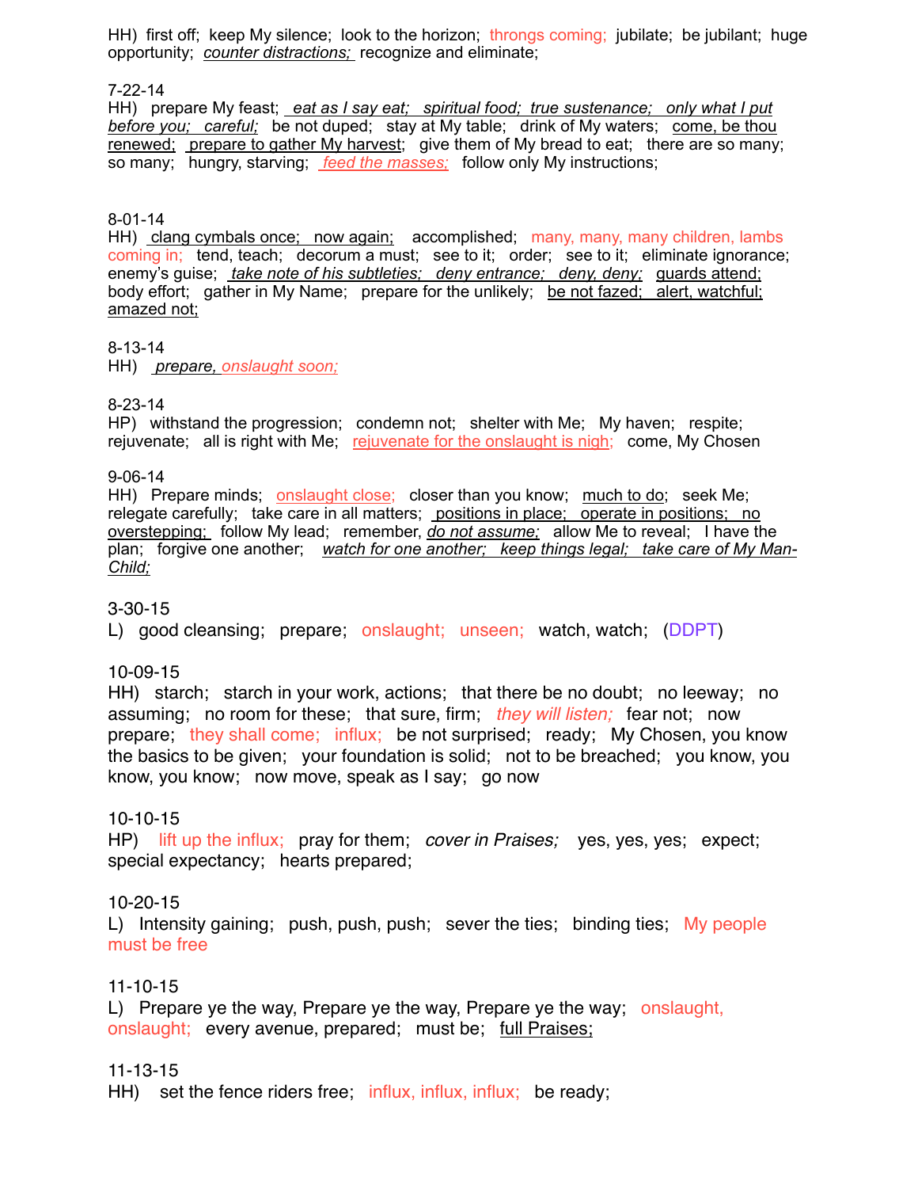HH)  first off;  keep My silence;  look to the horizon;  throngs coming;  jubilate;  be jubilant;  huge opportunity;  *counter distractions;*  recognize and eliminate;

7-22-14
HH)   prepare My feast;  *eat as I say eat;   spiritual food;  true sustenance;   only what I put before you;   careful;*   be not duped;   stay at My table;   drink of My waters;   come, be thou renewed;  prepare to gather My harvest;   give them of My bread to eat;   there are so many; so many;   hungry, starving;  *feed the masses;*   follow only My instructions;

8-01-14
HH)  clang cymbals once;   now again;    accomplished;   many, many, many children, lambs coming in;   tend, teach;   decorum a must;   see to it;   order;   see to it;   eliminate ignorance; enemy's guise;  *take note of his subtleties;   deny entrance;   deny, deny;*  guards attend; body effort;   gather in My Name;   prepare for the unlikely;   be not fazed;   alert, watchful; amazed not;

8-13-14
HH)   *prepare, onslaught soon;*

8-23-14
HP)   withstand the progression;   condemn not;   shelter with Me;   My haven;   respite; rejuvenate;   all is right with Me;   rejuvenate for the onslaught is nigh;   come, My Chosen

9-06-14
HH)   Prepare minds;   onslaught close;   closer than you know;   much to do;   seek Me; relegate carefully;   take care in all matters;   positions in place;   operate in positions;   no overstepping;   follow My lead;   remember, *do not assume;*   allow Me to reveal;   I have the plan;   forgive one another;   *watch for one another;   keep things legal;   take care of My Man-Child;*

3-30-15
L)   good cleansing;   prepare;   onslaught;   unseen;   watch, watch;   (DDPT)

10-09-15
HH)   starch;   starch in your work, actions;   that there be no doubt;   no leeway;   no assuming;   no room for these;   that sure, firm;   *they will listen;*   fear not;   now prepare;   they shall come;   influx;   be not surprised;   ready;   My Chosen, you know the basics to be given;   your foundation is solid;   not to be breached;   you know, you know, you know;   now move, speak as I say;   go now

10-10-15
HP)   lift up the influx;   pray for them;   *cover in Praises;*   yes, yes, yes;   expect; special expectancy;   hearts prepared;

10-20-15
L)   Intensity gaining;   push, push, push;   sever the ties;   binding ties;   My people must be free

11-10-15
L)   Prepare ye the way, Prepare ye the way, Prepare ye the way;   onslaught, onslaught;   every avenue, prepared;   must be;   full Praises;

11-13-15
HH)   set the fence riders free;   influx, influx, influx;   be ready;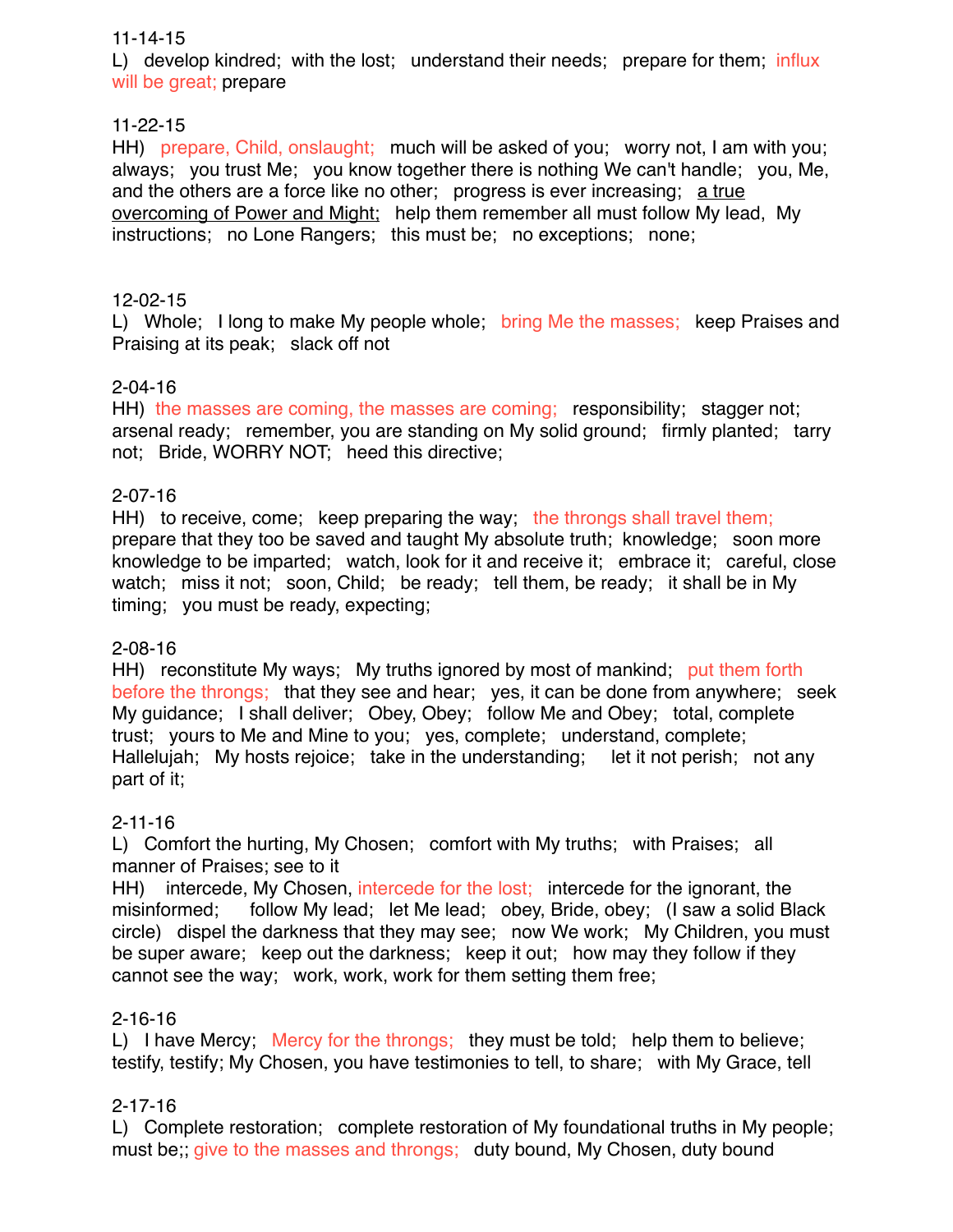11-14-15
L) develop kindred; with the lost; understand their needs; prepare for them; influx will be great; prepare

11-22-15
HH) prepare, Child, onslaught; much will be asked of you; worry not, I am with you; always; you trust Me; you know together there is nothing We can't handle; you, Me, and the others are a force like no other; progress is ever increasing; <u>a true overcoming of Power and Might;</u> help them remember all must follow My lead, My instructions; no Lone Rangers; this must be; no exceptions; none;

12-02-15
L) Whole; I long to make My people whole; bring Me the masses; keep Praises and Praising at its peak; slack off not

2-04-16
HH) the masses are coming, the masses are coming; responsibility; stagger not; arsenal ready; remember, you are standing on My solid ground; firmly planted; tarry not; Bride, WORRY NOT; heed this directive;

2-07-16
HH) to receive, come; keep preparing the way; the throngs shall travel them; prepare that they too be saved and taught My absolute truth; knowledge; soon more knowledge to be imparted; watch, look for it and receive it; embrace it; careful, close watch; miss it not; soon, Child; be ready; tell them, be ready; it shall be in My timing; you must be ready, expecting;

2-08-16
HH) reconstitute My ways; My truths ignored by most of mankind; put them forth before the throngs; that they see and hear; yes, it can be done from anywhere; seek My guidance; I shall deliver; Obey, Obey; follow Me and Obey; total, complete trust; yours to Me and Mine to you; yes, complete; understand, complete; Hallelujah; My hosts rejoice; take in the understanding; let it not perish; not any part of it;

2-11-16
L) Comfort the hurting, My Chosen; comfort with My truths; with Praises; all manner of Praises; see to it
HH) intercede, My Chosen, intercede for the lost; intercede for the ignorant, the misinformed; follow My lead; let Me lead; obey, Bride, obey; (I saw a solid Black circle) dispel the darkness that they may see; now We work; My Children, you must be super aware; keep out the darkness; keep it out; how may they follow if they cannot see the way; work, work, work for them setting them free;

2-16-16
L) I have Mercy; Mercy for the throngs; they must be told; help them to believe; testify, testify; My Chosen, you have testimonies to tell, to share; with My Grace, tell

2-17-16
L) Complete restoration; complete restoration of My foundational truths in My people; must be;; give to the masses and throngs; duty bound, My Chosen, duty bound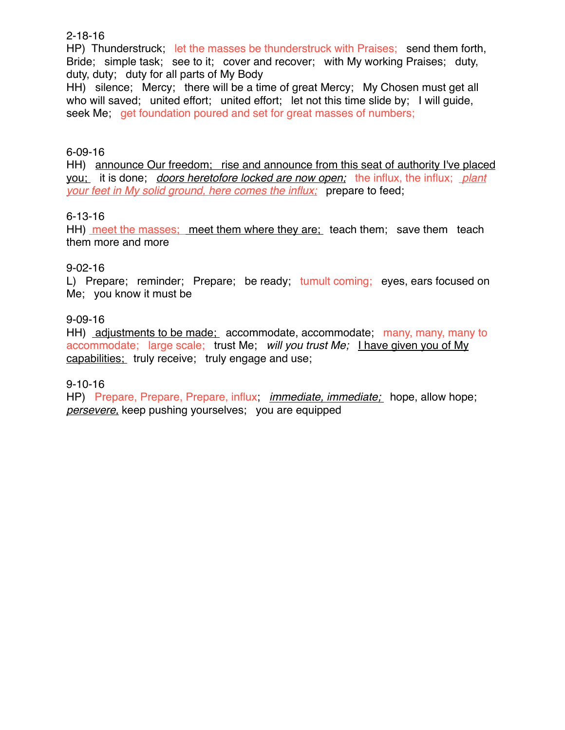2-18-16

HP) Thunderstruck; let the masses be thunderstruck with Praises; send them forth, Bride; simple task; see to it; cover and recover; with My working Praises; duty, duty, duty; duty for all parts of My Body

HH) silence; Mercy; there will be a time of great Mercy; My Chosen must get all who will saved; united effort; united effort; let not this time slide by; I will guide, seek Me; get foundation poured and set for great masses of numbers;

6-09-16

HH) <u>announce Our freedom; rise and announce from this seat of authority I've placed you;</u> it is done; *<u>doors heretofore locked are now open;</u>* the influx, the influx; *<u>plant your feet in My solid ground, here comes the influx;</u>* prepare to feed;

6-13-16

HH) <u>meet the masses; meet them where they are;</u> teach them; save them teach them more and more

9-02-16

L) Prepare; reminder; Prepare; be ready; tumult coming; eyes, ears focused on Me; you know it must be

9-09-16

HH) <u>adjustments to be made;</u> accommodate, accommodate; many, many, many to accommodate; large scale; trust Me; *will you trust Me;* <u>I have given you of My capabilities;</u> truly receive; truly engage and use;

9-10-16

HP) Prepare, Prepare, Prepare, influx; *<u>immediate, immediate;</u>* hope, allow hope; *<u>persevere,</u>* keep pushing yourselves; you are equipped